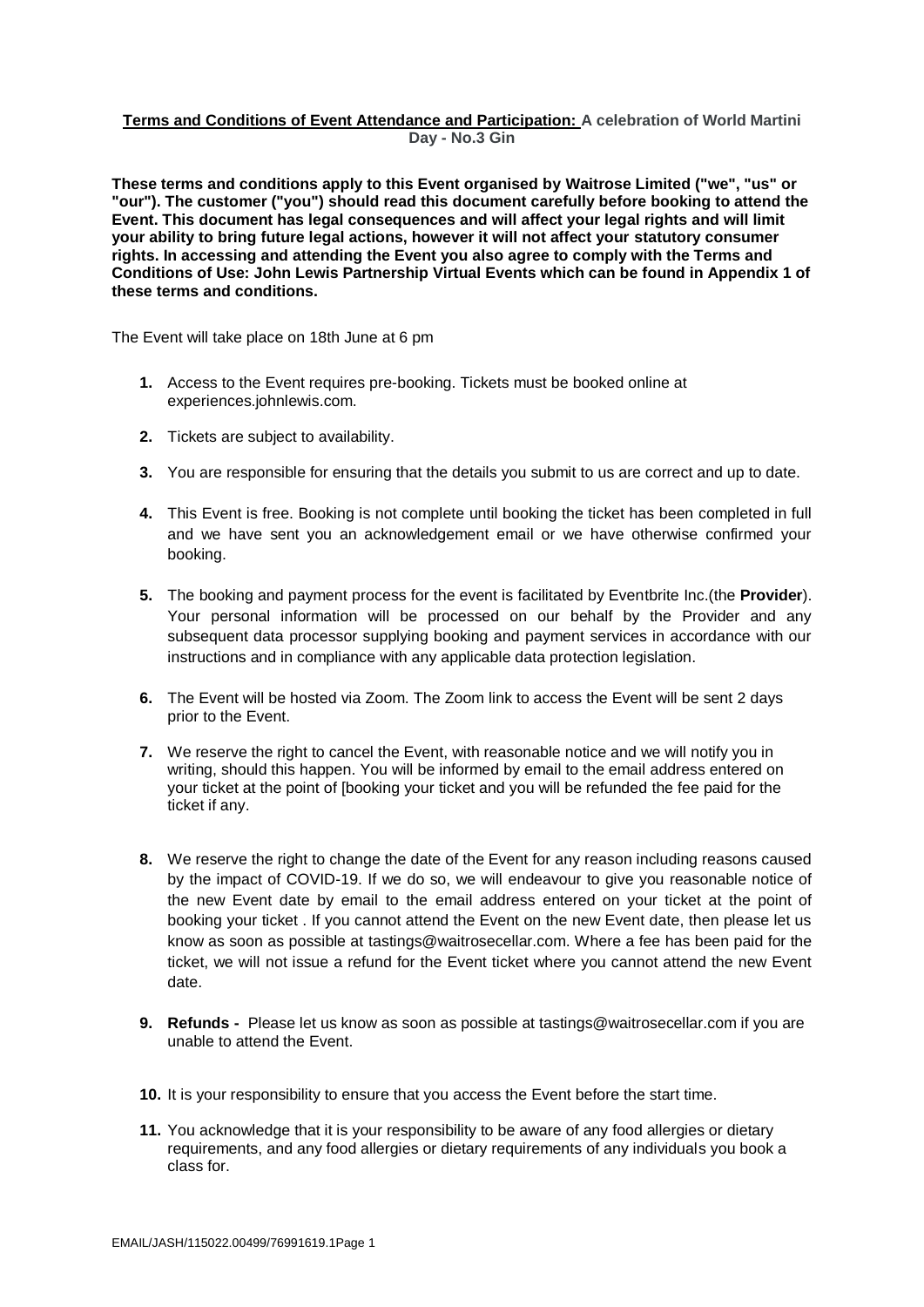**Terms and Conditions of Event Attendance and Participation: A celebration of World Martini Day - No.3 Gin**

**These terms and conditions apply to this Event organised by Waitrose Limited ("we", "us" or "our"). The customer ("you") should read this document carefully before booking to attend the Event. This document has legal consequences and will affect your legal rights and will limit your ability to bring future legal actions, however it will not affect your statutory consumer rights. In accessing and attending the Event you also agree to comply with the Terms and Conditions of Use: John Lewis Partnership Virtual Events which can be found in Appendix 1 of these terms and conditions.**

The Event will take place on 18th June at 6 pm

1. Access to the Event requires pre-booking. Tickets must be booked online at experiences.johnlewis.com.

2. Tickets are subject to availability.

3. You are responsible for ensuring that the details you submit to us are correct and up to date.

4. This Event is free. Booking is not complete until booking the ticket has been completed in full and we have sent you an acknowledgement email or we have otherwise confirmed your booking.

5. The booking and payment process for the event is facilitated by Eventbrite Inc.(the **Provider**). Your personal information will be processed on our behalf by the Provider and any subsequent data processor supplying booking and payment services in accordance with our instructions and in compliance with any applicable data protection legislation.

6. The Event will be hosted via Zoom. The Zoom link to access the Event will be sent 2 days prior to the Event.

7. We reserve the right to cancel the Event, with reasonable notice and we will notify you in writing, should this happen. You will be informed by email to the email address entered on your ticket at the point of [booking your ticket and you will be refunded the fee paid for the ticket if any.

8. We reserve the right to change the date of the Event for any reason including reasons caused by the impact of COVID-19. If we do so, we will endeavour to give you reasonable notice of the new Event date by email to the email address entered on your ticket at the point of booking your ticket . If you cannot attend the Event on the new Event date, then please let us know as soon as possible at tastings@waitrosecellar.com. Where a fee has been paid for the ticket, we will not issue a refund for the Event ticket where you cannot attend the new Event date.

9. **Refunds -** Please let us know as soon as possible at tastings@waitrosecellar.com if you are unable to attend the Event.

10. It is your responsibility to ensure that you access the Event before the start time.

11. You acknowledge that it is your responsibility to be aware of any food allergies or dietary requirements, and any food allergies or dietary requirements of any individuals you book a class for.

EMAIL/JASH/115022.00499/76991619.1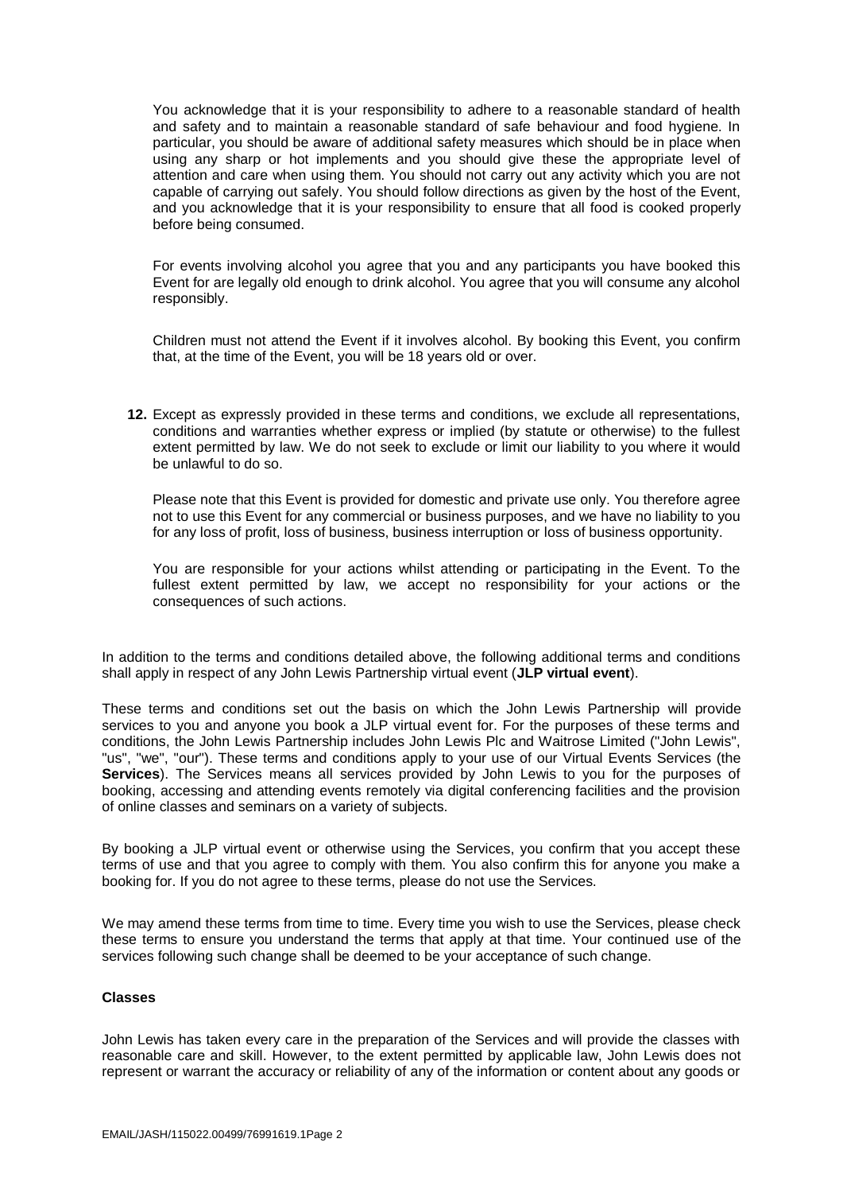You acknowledge that it is your responsibility to adhere to a reasonable standard of health and safety and to maintain a reasonable standard of safe behaviour and food hygiene. In particular, you should be aware of additional safety measures which should be in place when using any sharp or hot implements and you should give these the appropriate level of attention and care when using them. You should not carry out any activity which you are not capable of carrying out safely. You should follow directions as given by the host of the Event, and you acknowledge that it is your responsibility to ensure that all food is cooked properly before being consumed.

For events involving alcohol you agree that you and any participants you have booked this Event for are legally old enough to drink alcohol. You agree that you will consume any alcohol responsibly.

Children must not attend the Event if it involves alcohol. By booking this Event, you confirm that, at the time of the Event, you will be 18 years old or over.

**12.** Except as expressly provided in these terms and conditions, we exclude all representations, conditions and warranties whether express or implied (by statute or otherwise) to the fullest extent permitted by law. We do not seek to exclude or limit our liability to you where it would be unlawful to do so.

Please note that this Event is provided for domestic and private use only. You therefore agree not to use this Event for any commercial or business purposes, and we have no liability to you for any loss of profit, loss of business, business interruption or loss of business opportunity.

You are responsible for your actions whilst attending or participating in the Event. To the fullest extent permitted by law, we accept no responsibility for your actions or the consequences of such actions.

In addition to the terms and conditions detailed above, the following additional terms and conditions shall apply in respect of any John Lewis Partnership virtual event (**JLP virtual event**).

These terms and conditions set out the basis on which the John Lewis Partnership will provide services to you and anyone you book a JLP virtual event for. For the purposes of these terms and conditions, the John Lewis Partnership includes John Lewis Plc and Waitrose Limited ("John Lewis", "us", "we", "our"). These terms and conditions apply to your use of our Virtual Events Services (the **Services**). The Services means all services provided by John Lewis to you for the purposes of booking, accessing and attending events remotely via digital conferencing facilities and the provision of online classes and seminars on a variety of subjects.

By booking a JLP virtual event or otherwise using the Services, you confirm that you accept these terms of use and that you agree to comply with them. You also confirm this for anyone you make a booking for. If you do not agree to these terms, please do not use the Services.

We may amend these terms from time to time. Every time you wish to use the Services, please check these terms to ensure you understand the terms that apply at that time. Your continued use of the services following such change shall be deemed to be your acceptance of such change.

**Classes**

John Lewis has taken every care in the preparation of the Services and will provide the classes with reasonable care and skill. However, to the extent permitted by applicable law, John Lewis does not represent or warrant the accuracy or reliability of any of the information or content about any goods or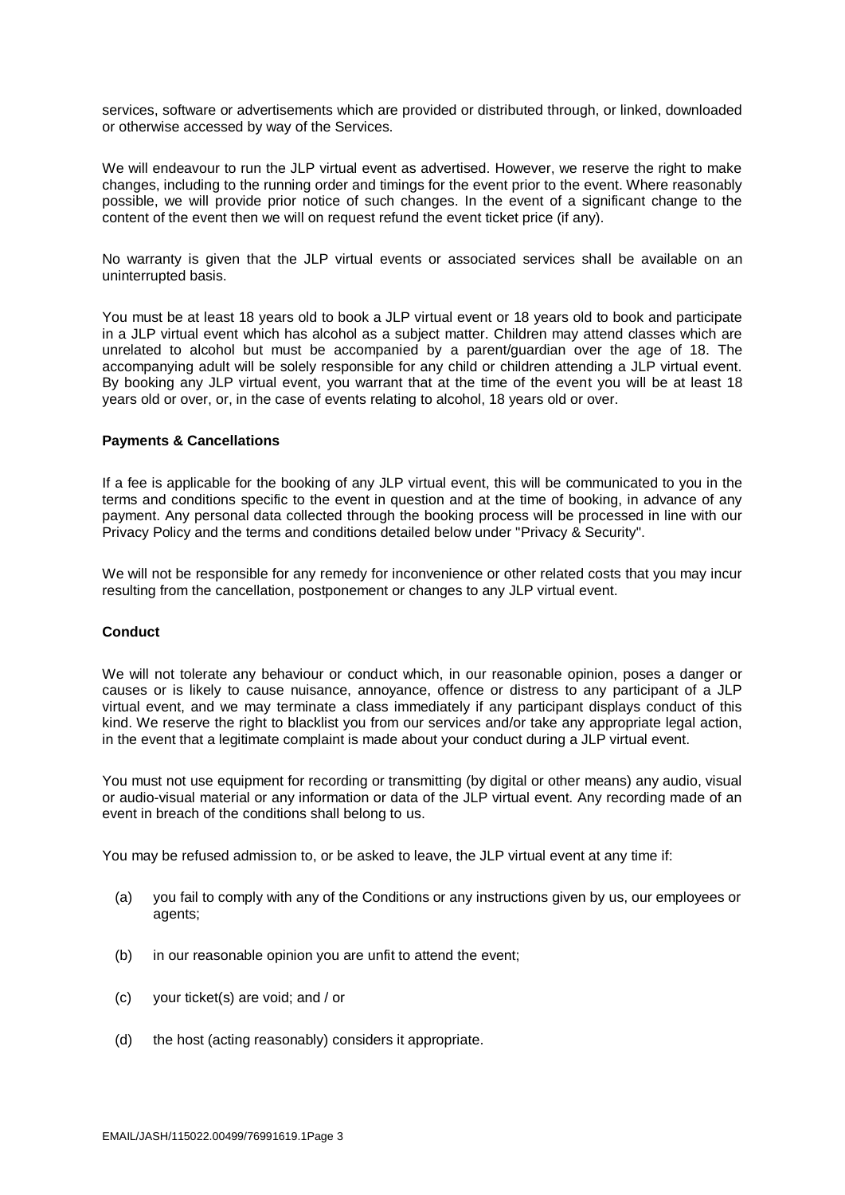services, software or advertisements which are provided or distributed through, or linked, downloaded or otherwise accessed by way of the Services.

We will endeavour to run the JLP virtual event as advertised. However, we reserve the right to make changes, including to the running order and timings for the event prior to the event. Where reasonably possible, we will provide prior notice of such changes. In the event of a significant change to the content of the event then we will on request refund the event ticket price (if any).

No warranty is given that the JLP virtual events or associated services shall be available on an uninterrupted basis.

You must be at least 18 years old to book a JLP virtual event or 18 years old to book and participate in a JLP virtual event which has alcohol as a subject matter. Children may attend classes which are unrelated to alcohol but must be accompanied by a parent/guardian over the age of 18. The accompanying adult will be solely responsible for any child or children attending a JLP virtual event. By booking any JLP virtual event, you warrant that at the time of the event you will be at least 18 years old or over, or, in the case of events relating to alcohol, 18 years old or over.

**Payments & Cancellations**

If a fee is applicable for the booking of any JLP virtual event, this will be communicated to you in the terms and conditions specific to the event in question and at the time of booking, in advance of any payment. Any personal data collected through the booking process will be processed in line with our Privacy Policy and the terms and conditions detailed below under "Privacy & Security".

We will not be responsible for any remedy for inconvenience or other related costs that you may incur resulting from the cancellation, postponement or changes to any JLP virtual event.

**Conduct**

We will not tolerate any behaviour or conduct which, in our reasonable opinion, poses a danger or causes or is likely to cause nuisance, annoyance, offence or distress to any participant of a JLP virtual event, and we may terminate a class immediately if any participant displays conduct of this kind. We reserve the right to blacklist you from our services and/or take any appropriate legal action, in the event that a legitimate complaint is made about your conduct during a JLP virtual event.

You must not use equipment for recording or transmitting (by digital or other means) any audio, visual or audio-visual material or any information or data of the JLP virtual event. Any recording made of an event in breach of the conditions shall belong to us.

You may be refused admission to, or be asked to leave, the JLP virtual event at any time if:

(a) you fail to comply with any of the Conditions or any instructions given by us, our employees or agents;

(b) in our reasonable opinion you are unfit to attend the event;

(c) your ticket(s) are void; and / or

(d) the host (acting reasonably) considers it appropriate.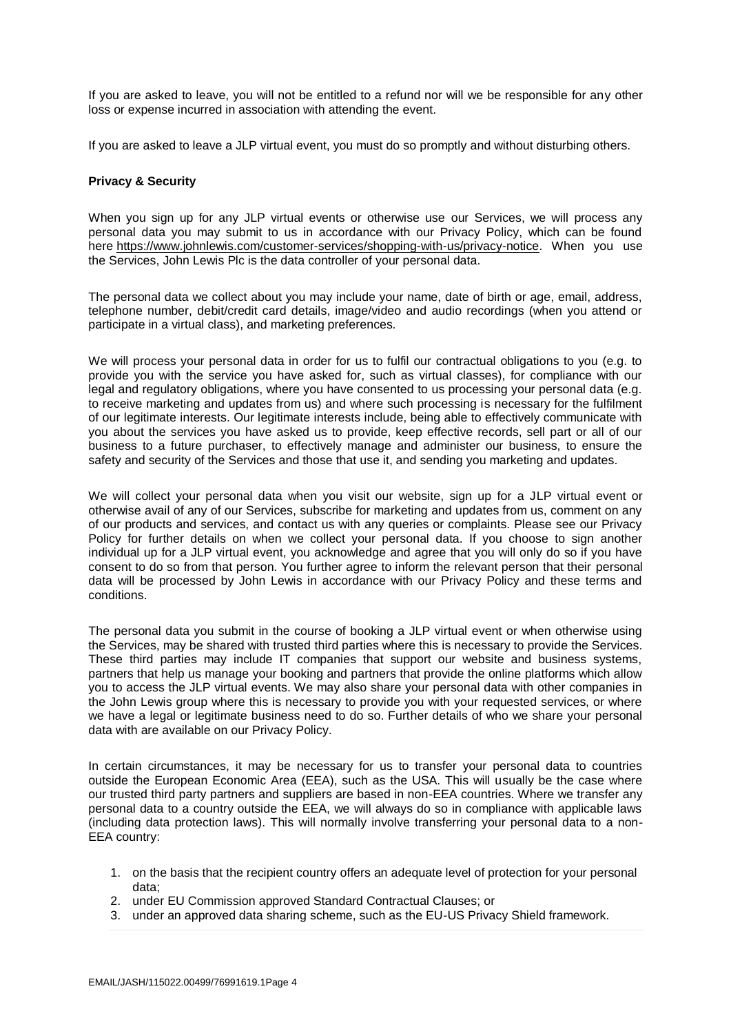If you are asked to leave, you will not be entitled to a refund nor will we be responsible for any other loss or expense incurred in association with attending the event.

If you are asked to leave a JLP virtual event, you must do so promptly and without disturbing others.

**Privacy & Security**

When you sign up for any JLP virtual events or otherwise use our Services, we will process any personal data you may submit to us in accordance with our Privacy Policy, which can be found here https://www.johnlewis.com/customer-services/shopping-with-us/privacy-notice. When you use the Services, John Lewis Plc is the data controller of your personal data.

The personal data we collect about you may include your name, date of birth or age, email, address, telephone number, debit/credit card details, image/video and audio recordings (when you attend or participate in a virtual class), and marketing preferences.

We will process your personal data in order for us to fulfil our contractual obligations to you (e.g. to provide you with the service you have asked for, such as virtual classes), for compliance with our legal and regulatory obligations, where you have consented to us processing your personal data (e.g. to receive marketing and updates from us) and where such processing is necessary for the fulfilment of our legitimate interests. Our legitimate interests include, being able to effectively communicate with you about the services you have asked us to provide, keep effective records, sell part or all of our business to a future purchaser, to effectively manage and administer our business, to ensure the safety and security of the Services and those that use it, and sending you marketing and updates.

We will collect your personal data when you visit our website, sign up for a JLP virtual event or otherwise avail of any of our Services, subscribe for marketing and updates from us, comment on any of our products and services, and contact us with any queries or complaints. Please see our Privacy Policy for further details on when we collect your personal data. If you choose to sign another individual up for a JLP virtual event, you acknowledge and agree that you will only do so if you have consent to do so from that person. You further agree to inform the relevant person that their personal data will be processed by John Lewis in accordance with our Privacy Policy and these terms and conditions.

The personal data you submit in the course of booking a JLP virtual event or when otherwise using the Services, may be shared with trusted third parties where this is necessary to provide the Services. These third parties may include IT companies that support our website and business systems, partners that help us manage your booking and partners that provide the online platforms which allow you to access the JLP virtual events. We may also share your personal data with other companies in the John Lewis group where this is necessary to provide you with your requested services, or where we have a legal or legitimate business need to do so. Further details of who we share your personal data with are available on our Privacy Policy.

In certain circumstances, it may be necessary for us to transfer your personal data to countries outside the European Economic Area (EEA), such as the USA. This will usually be the case where our trusted third party partners and suppliers are based in non-EEA countries. Where we transfer any personal data to a country outside the EEA, we will always do so in compliance with applicable laws (including data protection laws). This will normally involve transferring your personal data to a non-EEA country:

1. on the basis that the recipient country offers an adequate level of protection for your personal data;
2. under EU Commission approved Standard Contractual Clauses; or
3. under an approved data sharing scheme, such as the EU-US Privacy Shield framework.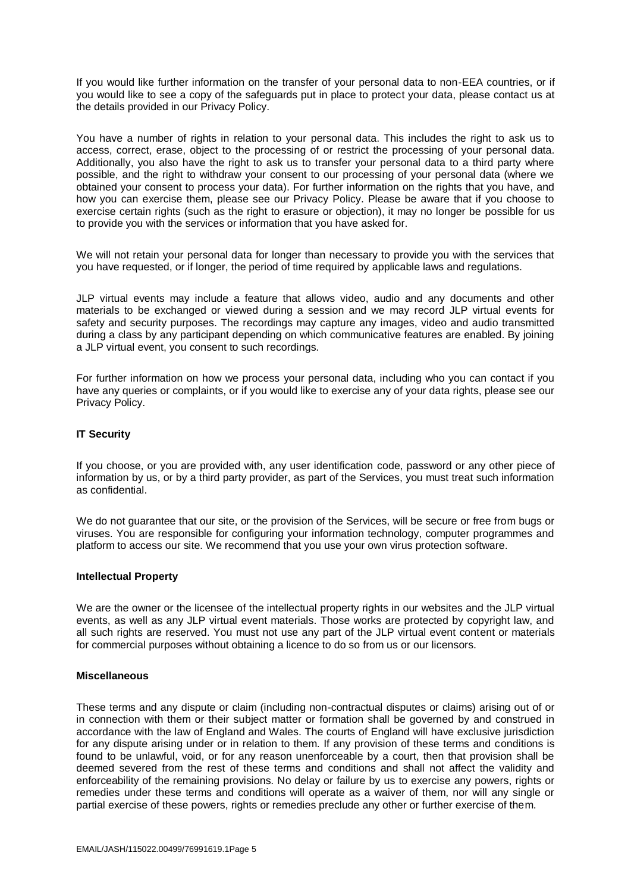If you would like further information on the transfer of your personal data to non-EEA countries, or if you would like to see a copy of the safeguards put in place to protect your data, please contact us at the details provided in our Privacy Policy.

You have a number of rights in relation to your personal data. This includes the right to ask us to access, correct, erase, object to the processing of or restrict the processing of your personal data. Additionally, you also have the right to ask us to transfer your personal data to a third party where possible, and the right to withdraw your consent to our processing of your personal data (where we obtained your consent to process your data). For further information on the rights that you have, and how you can exercise them, please see our Privacy Policy. Please be aware that if you choose to exercise certain rights (such as the right to erasure or objection), it may no longer be possible for us to provide you with the services or information that you have asked for.

We will not retain your personal data for longer than necessary to provide you with the services that you have requested, or if longer, the period of time required by applicable laws and regulations.

JLP virtual events may include a feature that allows video, audio and any documents and other materials to be exchanged or viewed during a session and we may record JLP virtual events for safety and security purposes. The recordings may capture any images, video and audio transmitted during a class by any participant depending on which communicative features are enabled. By joining a JLP virtual event, you consent to such recordings.

For further information on how we process your personal data, including who you can contact if you have any queries or complaints, or if you would like to exercise any of your data rights, please see our Privacy Policy.

**IT Security**

If you choose, or you are provided with, any user identification code, password or any other piece of information by us, or by a third party provider, as part of the Services, you must treat such information as confidential.

We do not guarantee that our site, or the provision of the Services, will be secure or free from bugs or viruses. You are responsible for configuring your information technology, computer programmes and platform to access our site. We recommend that you use your own virus protection software.

**Intellectual Property**

We are the owner or the licensee of the intellectual property rights in our websites and the JLP virtual events, as well as any JLP virtual event materials. Those works are protected by copyright law, and all such rights are reserved. You must not use any part of the JLP virtual event content or materials for commercial purposes without obtaining a licence to do so from us or our licensors.

**Miscellaneous**

These terms and any dispute or claim (including non-contractual disputes or claims) arising out of or in connection with them or their subject matter or formation shall be governed by and construed in accordance with the law of England and Wales. The courts of England will have exclusive jurisdiction for any dispute arising under or in relation to them. If any provision of these terms and conditions is found to be unlawful, void, or for any reason unenforceable by a court, then that provision shall be deemed severed from the rest of these terms and conditions and shall not affect the validity and enforceability of the remaining provisions. No delay or failure by us to exercise any powers, rights or remedies under these terms and conditions will operate as a waiver of them, nor will any single or partial exercise of these powers, rights or remedies preclude any other or further exercise of them.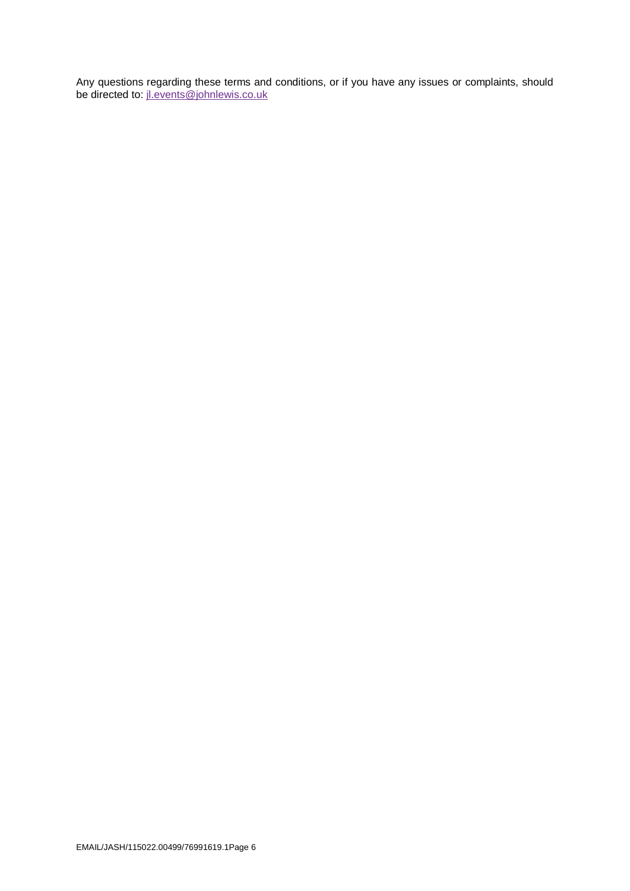Any questions regarding these terms and conditions, or if you have any issues or complaints, should be directed to: [jl.events@johnlewis.co.uk](mailto:jl.events@johnlewis.co.uk)